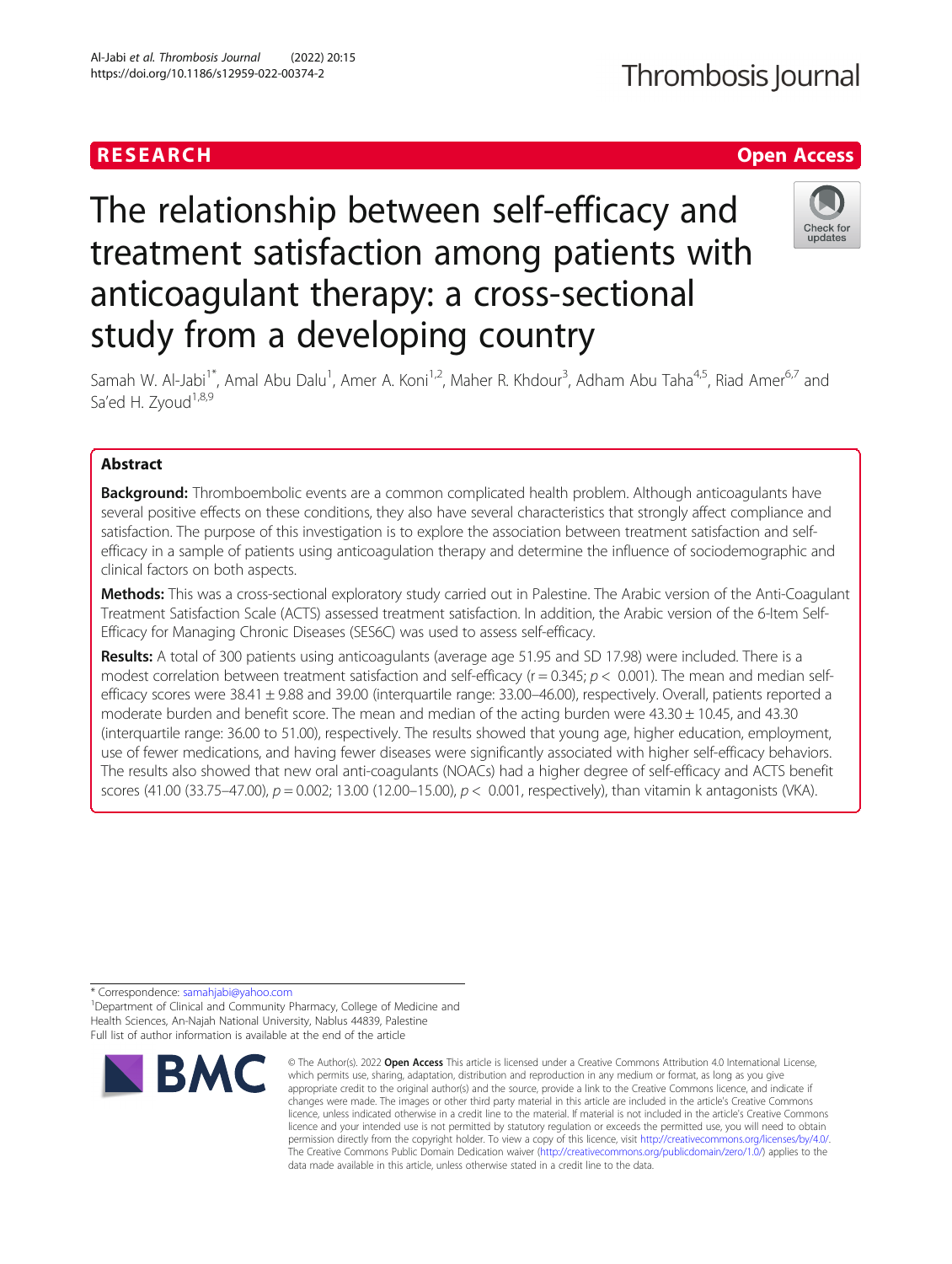# The relationship between self-efficacy and treatment satisfaction among patients with anticoagulant therapy: a cross-sectional study from a developing country

Samah W. Al-Jabi[1*], Amal Abu Dalu[1], Amer A. Koni[1,2], Maher R. Khdour[3], Adham Abu Taha[4,5], Riad Amer[6,7] and Sa'ed H. Zyoud[1,8,9]

## Abstract

**Background:** Thromboembolic events are a common complicated health problem. Although anticoagulants have several positive effects on these conditions, they also have several characteristics that strongly affect compliance and satisfaction. The purpose of this investigation is to explore the association between treatment satisfaction and self-efficacy in a sample of patients using anticoagulation therapy and determine the influence of sociodemographic and clinical factors on both aspects.

**Methods:** This was a cross-sectional exploratory study carried out in Palestine. The Arabic version of the Anti-Coagulant Treatment Satisfaction Scale (ACTS) assessed treatment satisfaction. In addition, the Arabic version of the 6-Item Self-Efficacy for Managing Chronic Diseases (SES6C) was used to assess self-efficacy.

**Results:** A total of 300 patients using anticoagulants (average age 51.95 and SD 17.98) were included. There is a modest correlation between treatment satisfaction and self-efficacy ($r = 0.345$; $p < 0.001$). The mean and median self-efficacy scores were 38.41 ± 9.88 and 39.00 (interquartile range: 33.00–46.00), respectively. Overall, patients reported a moderate burden and benefit score. The mean and median of the acting burden were 43.30 ± 10.45, and 43.30 (interquartile range: 36.00 to 51.00), respectively. The results showed that young age, higher education, employment, use of fewer medications, and having fewer diseases were significantly associated with higher self-efficacy behaviors. The results also showed that new oral anti-coagulants (NOACs) had a higher degree of self-efficacy and ACTS benefit scores (41.00 (33.75–47.00), $p = 0.002$; 13.00 (12.00–15.00), $p < 0.001$, respectively), than vitamin k antagonists (VKA).

* Correspondence: samahjabi@yahoo.com
[1]Department of Clinical and Community Pharmacy, College of Medicine and Health Sciences, An-Najah National University, Nablus 44839, Palestine
Full list of author information is available at the end of the article

© The Author(s). 2022 **Open Access** This article is licensed under a Creative Commons Attribution 4.0 International License, which permits use, sharing, adaptation, distribution and reproduction in any medium or format, as long as you give appropriate credit to the original author(s) and the source, provide a link to the Creative Commons licence, and indicate if changes were made. The images or other third party material in this article are included in the article's Creative Commons licence, unless indicated otherwise in a credit line to the material. If material is not included in the article's Creative Commons licence and your intended use is not permitted by statutory regulation or exceeds the permitted use, you will need to obtain permission directly from the copyright holder. To view a copy of this licence, visit http://creativecommons.org/licenses/by/4.0/. The Creative Commons Public Domain Dedication waiver (http://creativecommons.org/publicdomain/zero/1.0/) applies to the data made available in this article, unless otherwise stated in a credit line to the data.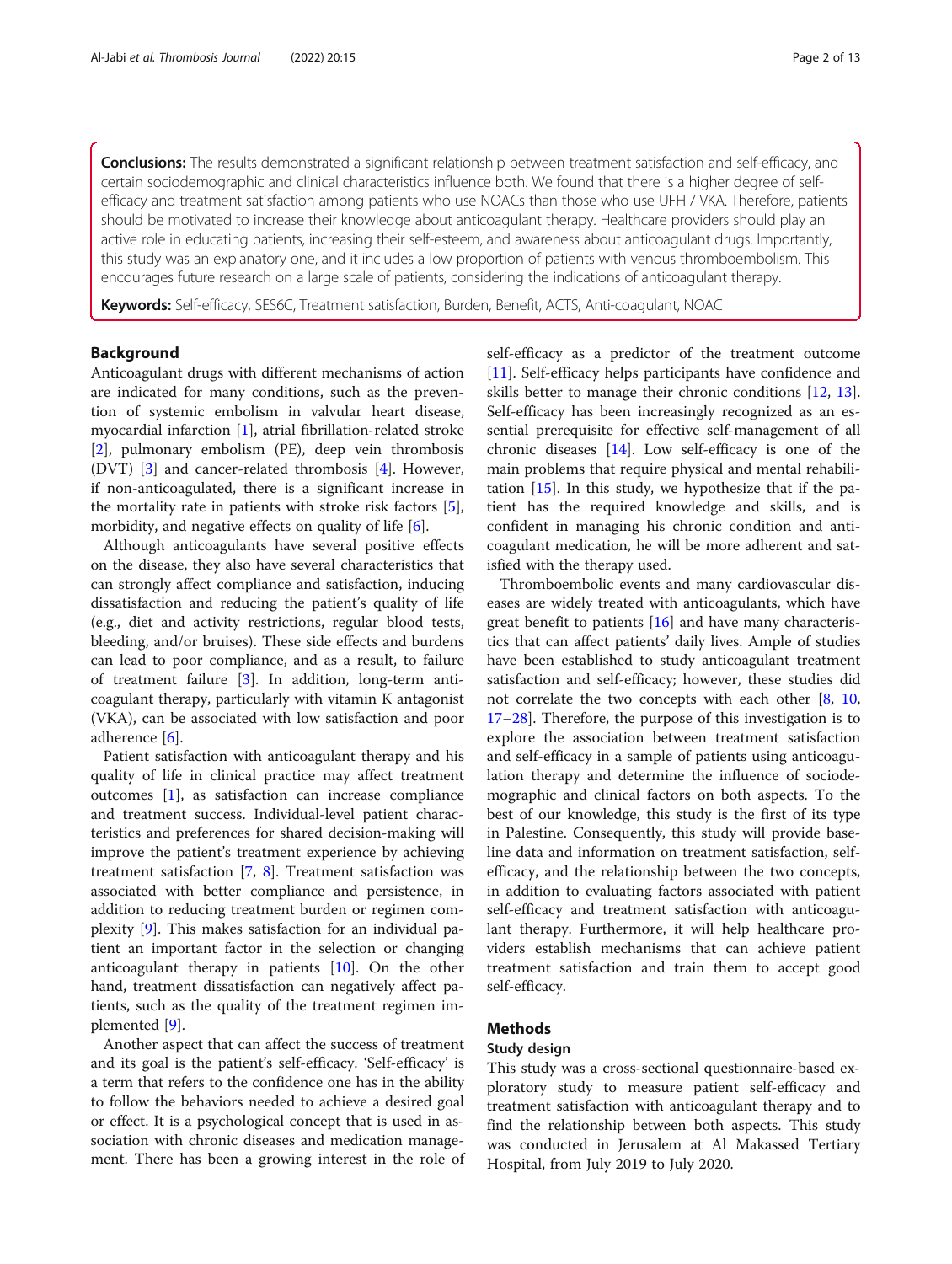**Conclusions:** The results demonstrated a significant relationship between treatment satisfaction and self-efficacy, and certain sociodemographic and clinical characteristics influence both. We found that there is a higher degree of self-efficacy and treatment satisfaction among patients who use NOACs than those who use UFH / VKA. Therefore, patients should be motivated to increase their knowledge about anticoagulant therapy. Healthcare providers should play an active role in educating patients, increasing their self-esteem, and awareness about anticoagulant drugs. Importantly, this study was an explanatory one, and it includes a low proportion of patients with venous thromboembolism. This encourages future research on a large scale of patients, considering the indications of anticoagulant therapy.

**Keywords:** Self-efficacy, SES6C, Treatment satisfaction, Burden, Benefit, ACTS, Anti-coagulant, NOAC

## Background

Anticoagulant drugs with different mechanisms of action are indicated for many conditions, such as the prevention of systemic embolism in valvular heart disease, myocardial infarction [1], atrial fibrillation-related stroke [2], pulmonary embolism (PE), deep vein thrombosis (DVT) [3] and cancer-related thrombosis [4]. However, if non-anticoagulated, there is a significant increase in the mortality rate in patients with stroke risk factors [5], morbidity, and negative effects on quality of life [6].

Although anticoagulants have several positive effects on the disease, they also have several characteristics that can strongly affect compliance and satisfaction, inducing dissatisfaction and reducing the patient's quality of life (e.g., diet and activity restrictions, regular blood tests, bleeding, and/or bruises). These side effects and burdens can lead to poor compliance, and as a result, to failure of treatment failure [3]. In addition, long-term anticoagulant therapy, particularly with vitamin K antagonist (VKA), can be associated with low satisfaction and poor adherence [6].

Patient satisfaction with anticoagulant therapy and his quality of life in clinical practice may affect treatment outcomes [1], as satisfaction can increase compliance and treatment success. Individual-level patient characteristics and preferences for shared decision-making will improve the patient's treatment experience by achieving treatment satisfaction [7, 8]. Treatment satisfaction was associated with better compliance and persistence, in addition to reducing treatment burden or regimen complexity [9]. This makes satisfaction for an individual patient an important factor in the selection or changing anticoagulant therapy in patients [10]. On the other hand, treatment dissatisfaction can negatively affect patients, such as the quality of the treatment regimen implemented [9].

Another aspect that can affect the success of treatment and its goal is the patient's self-efficacy. 'Self-efficacy' is a term that refers to the confidence one has in the ability to follow the behaviors needed to achieve a desired goal or effect. It is a psychological concept that is used in association with chronic diseases and medication management. There has been a growing interest in the role of self-efficacy as a predictor of the treatment outcome [11]. Self-efficacy helps participants have confidence and skills better to manage their chronic conditions [12, 13]. Self-efficacy has been increasingly recognized as an essential prerequisite for effective self-management of all chronic diseases [14]. Low self-efficacy is one of the main problems that require physical and mental rehabilitation [15]. In this study, we hypothesize that if the patient has the required knowledge and skills, and is confident in managing his chronic condition and anticoagulant medication, he will be more adherent and satisfied with the therapy used.

Thromboembolic events and many cardiovascular diseases are widely treated with anticoagulants, which have great benefit to patients [16] and have many characteristics that can affect patients' daily lives. Ample of studies have been established to study anticoagulant treatment satisfaction and self-efficacy; however, these studies did not correlate the two concepts with each other [8, 10, 17–28]. Therefore, the purpose of this investigation is to explore the association between treatment satisfaction and self-efficacy in a sample of patients using anticoagulation therapy and determine the influence of sociodemographic and clinical factors on both aspects. To the best of our knowledge, this study is the first of its type in Palestine. Consequently, this study will provide baseline data and information on treatment satisfaction, self-efficacy, and the relationship between the two concepts, in addition to evaluating factors associated with patient self-efficacy and treatment satisfaction with anticoagulant therapy. Furthermore, it will help healthcare providers establish mechanisms that can achieve patient treatment satisfaction and train them to accept good self-efficacy.

## Methods

### Study design

This study was a cross-sectional questionnaire-based exploratory study to measure patient self-efficacy and treatment satisfaction with anticoagulant therapy and to find the relationship between both aspects. This study was conducted in Jerusalem at Al Makassed Tertiary Hospital, from July 2019 to July 2020.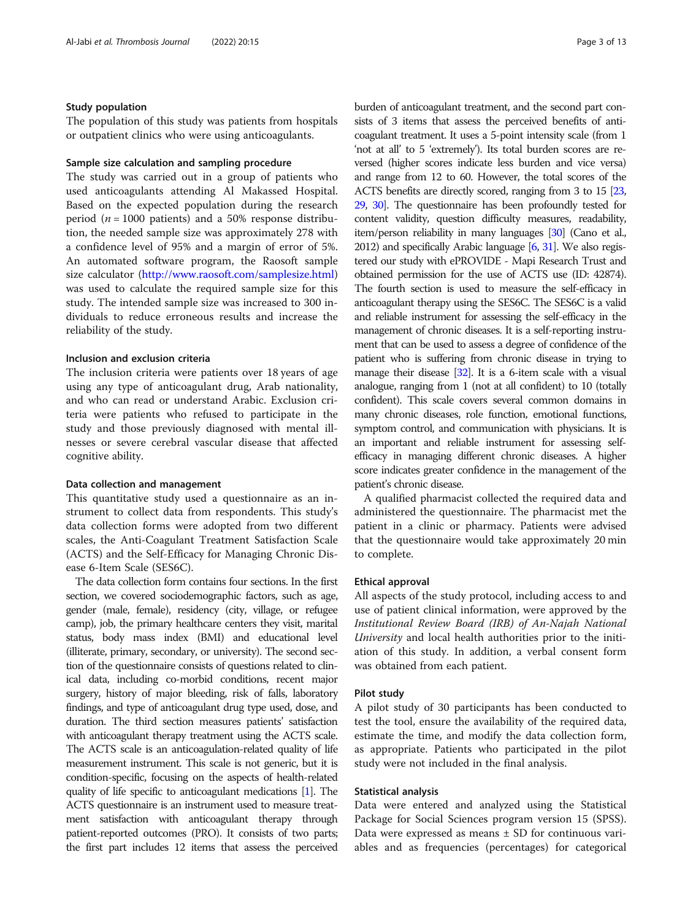### Study population

The population of this study was patients from hospitals or outpatient clinics who were using anticoagulants.

### Sample size calculation and sampling procedure

The study was carried out in a group of patients who used anticoagulants attending Al Makassed Hospital. Based on the expected population during the research period ($n = 1000$ patients) and a 50% response distribution, the needed sample size was approximately 278 with a confidence level of 95% and a margin of error of 5%. An automated software program, the Raosoft sample size calculator (http://www.raosoft.com/samplesize.html) was used to calculate the required sample size for this study. The intended sample size was increased to 300 individuals to reduce erroneous results and increase the reliability of the study.

### Inclusion and exclusion criteria

The inclusion criteria were patients over 18 years of age using any type of anticoagulant drug, Arab nationality, and who can read or understand Arabic. Exclusion criteria were patients who refused to participate in the study and those previously diagnosed with mental illnesses or severe cerebral vascular disease that affected cognitive ability.

### Data collection and management

This quantitative study used a questionnaire as an instrument to collect data from respondents. This study's data collection forms were adopted from two different scales, the Anti-Coagulant Treatment Satisfaction Scale (ACTS) and the Self-Efficacy for Managing Chronic Disease 6-Item Scale (SES6C).

The data collection form contains four sections. In the first section, we covered sociodemographic factors, such as age, gender (male, female), residency (city, village, or refugee camp), job, the primary healthcare centers they visit, marital status, body mass index (BMI) and educational level (illiterate, primary, secondary, or university). The second section of the questionnaire consists of questions related to clinical data, including co-morbid conditions, recent major surgery, history of major bleeding, risk of falls, laboratory findings, and type of anticoagulant drug type used, dose, and duration. The third section measures patients' satisfaction with anticoagulant therapy treatment using the ACTS scale. The ACTS scale is an anticoagulation-related quality of life measurement instrument. This scale is not generic, but it is condition-specific, focusing on the aspects of health-related quality of life specific to anticoagulant medications [1]. The ACTS questionnaire is an instrument used to measure treatment satisfaction with anticoagulant therapy through patient-reported outcomes (PRO). It consists of two parts; the first part includes 12 items that assess the perceived burden of anticoagulant treatment, and the second part consists of 3 items that assess the perceived benefits of anticoagulant treatment. It uses a 5-point intensity scale (from 1 'not at all' to 5 'extremely'). Its total burden scores are reversed (higher scores indicate less burden and vice versa) and range from 12 to 60. However, the total scores of the ACTS benefits are directly scored, ranging from 3 to 15 [23, 29, 30]. The questionnaire has been profoundly tested for content validity, question difficulty measures, readability, item/person reliability in many languages [30] (Cano et al., 2012) and specifically Arabic language [6, 31]. We also registered our study with ePROVIDE - Mapi Research Trust and obtained permission for the use of ACTS use (ID: 42874). The fourth section is used to measure the self-efficacy in anticoagulant therapy using the SES6C. The SES6C is a valid and reliable instrument for assessing the self-efficacy in the management of chronic diseases. It is a self-reporting instrument that can be used to assess a degree of confidence of the patient who is suffering from chronic disease in trying to manage their disease [32]. It is a 6-item scale with a visual analogue, ranging from 1 (not at all confident) to 10 (totally confident). This scale covers several common domains in many chronic diseases, role function, emotional functions, symptom control, and communication with physicians. It is an important and reliable instrument for assessing self-efficacy in managing different chronic diseases. A higher score indicates greater confidence in the management of the patient's chronic disease.

A qualified pharmacist collected the required data and administered the questionnaire. The pharmacist met the patient in a clinic or pharmacy. Patients were advised that the questionnaire would take approximately 20 min to complete.

### Ethical approval

All aspects of the study protocol, including access to and use of patient clinical information, were approved by the *Institutional Review Board (IRB) of An-Najah National University* and local health authorities prior to the initiation of this study. In addition, a verbal consent form was obtained from each patient.

### Pilot study

A pilot study of 30 participants has been conducted to test the tool, ensure the availability of the required data, estimate the time, and modify the data collection form, as appropriate. Patients who participated in the pilot study were not included in the final analysis.

### Statistical analysis

Data were entered and analyzed using the Statistical Package for Social Sciences program version 15 (SPSS). Data were expressed as means ± SD for continuous variables and as frequencies (percentages) for categorical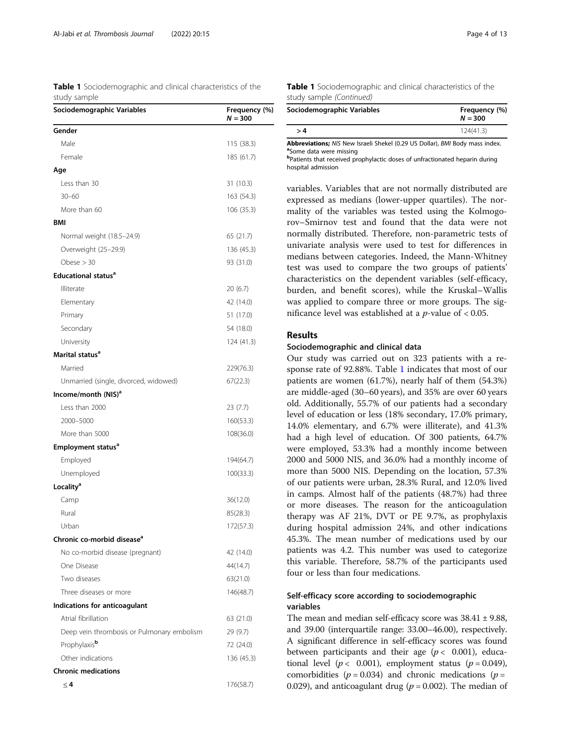**Table 1** Sociodemographic and clinical characteristics of the study sample

| Sociodemographic Variables | Frequency (%) $N = 300$ |
|---|---|
| **Gender** | |
| Male | 115 (38.3) |
| Female | 185 (61.7) |
| **Age** | |
| Less than 30 | 31 (10.3) |
| 30–60 | 163 (54.3) |
| More than 60 | 106 (35.3) |
| **BMI** | |
| Normal weight (18.5–24.9) | 65 (21.7) |
| Overweight (25–29.9) | 136 (45.3) |
| Obese > 30 | 93 (31.0) |
| **Educational status**[a] | |
| Illiterate | 20 (6.7) |
| Elementary | 42 (14.0) |
| Primary | 51 (17.0) |
| Secondary | 54 (18.0) |
| University | 124 (41.3) |
| **Marital status**[a] | |
| Married | 229(76.3) |
| Unmarried (single, divorced, widowed) | 67(22.3) |
| **Income/month (NIS)**[a] | |
| Less than 2000 | 23 (7.7) |
| 2000–5000 | 160(53.3) |
| More than 5000 | 108(36.0) |
| **Employment status**[a] | |
| Employed | 194(64.7) |
| Unemployed | 100(33.3) |
| **Locality**[a] | |
| Camp | 36(12.0) |
| Rural | 85(28.3) |
| Urban | 172(57.3) |
| **Chronic co-morbid disease**[a] | |
| No co-morbid disease (pregnant) | 42 (14.0) |
| One Disease | 44(14.7) |
| Two diseases | 63(21.0) |
| Three diseases or more | 146(48.7) |
| **Indications for anticoagulant** | |
| Atrial fibrillation | 63 (21.0) |
| Deep vein thrombosis or Pulmonary embolism | 29 (9.7) |
| Prophylaxis[b] | 72 (24.0) |
| Other indications | 136 (45.3) |
| **Chronic medications** | |
| ≤ 4 | 176(58.7) |
| > 4 | 124(41.3) |

**Abbreviations;** *NIS* New Israeli Shekel (0.29 US Dollar), *BMI* Body mass index.
[a]Some data were missing
[b]Patients that received prophylactic doses of unfractionated heparin during hospital admission

variables. Variables that are not normally distributed are expressed as medians (lower-upper quartiles). The normality of the variables was tested using the Kolmogorov–Smirnov test and found that the data were not normally distributed. Therefore, non-parametric tests of univariate analysis were used to test for differences in medians between categories. Indeed, the Mann-Whitney test was used to compare the two groups of patients' characteristics on the dependent variables (self-efficacy, burden, and benefit scores), while the Kruskal–Wallis was applied to compare three or more groups. The significance level was established at a *p*-value of < 0.05.

## Results

### Sociodemographic and clinical data

Our study was carried out on 323 patients with a response rate of 92.88%. Table 1 indicates that most of our patients are women (61.7%), nearly half of them (54.3%) are middle-aged (30–60 years), and 35% are over 60 years old. Additionally, 55.7% of our patients had a secondary level of education or less (18% secondary, 17.0% primary, 14.0% elementary, and 6.7% were illiterate), and 41.3% had a high level of education. Of 300 patients, 64.7% were employed, 53.3% had a monthly income between 2000 and 5000 NIS, and 36.0% had a monthly income of more than 5000 NIS. Depending on the location, 57.3% of our patients were urban, 28.3% Rural, and 12.0% lived in camps. Almost half of the patients (48.7%) had three or more diseases. The reason for the anticoagulation therapy was AF 21%, DVT or PE 9.7%, as prophylaxis during hospital admission 24%, and other indications 45.3%. The mean number of medications used by our patients was 4.2. This number was used to categorize this variable. Therefore, 58.7% of the participants used four or less than four medications.

### Self-efficacy score according to sociodemographic variables

The mean and median self-efficacy score was 38.41 ± 9.88, and 39.00 (interquartile range: 33.00–46.00), respectively. A significant difference in self-efficacy scores was found between participants and their age ($p < 0.001$), educational level ($p < 0.001$), employment status ($p = 0.049$), comorbidities ($p = 0.034$) and chronic medications ($p = 0.029$), and anticoagulant drug ($p = 0.002$). The median of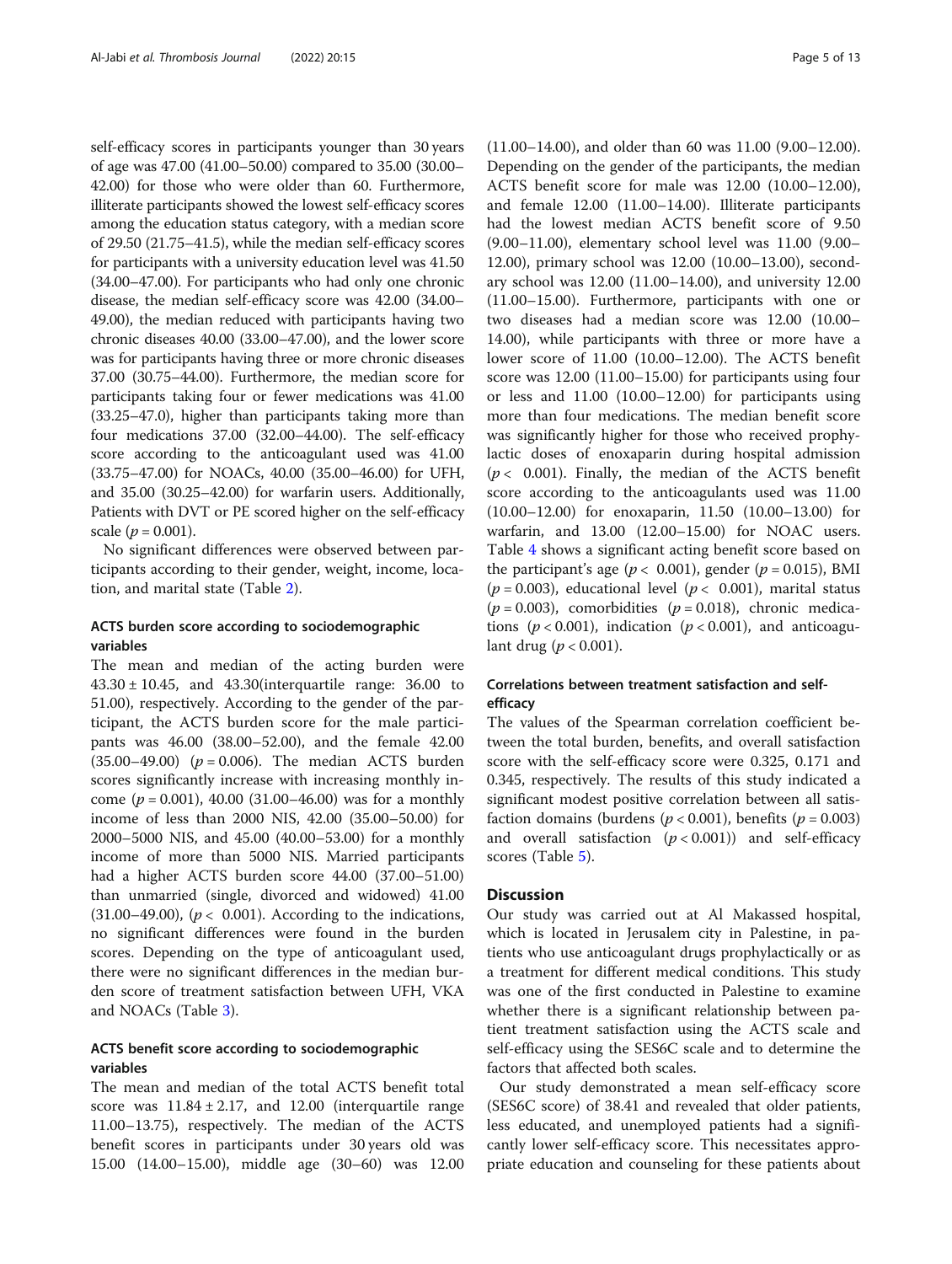self-efficacy scores in participants younger than 30 years of age was 47.00 (41.00–50.00) compared to 35.00 (30.00–42.00) for those who were older than 60. Furthermore, illiterate participants showed the lowest self-efficacy scores among the education status category, with a median score of 29.50 (21.75–41.5), while the median self-efficacy scores for participants with a university education level was 41.50 (34.00–47.00). For participants who had only one chronic disease, the median self-efficacy score was 42.00 (34.00–49.00), the median reduced with participants having two chronic diseases 40.00 (33.00–47.00), and the lower score was for participants having three or more chronic diseases 37.00 (30.75–44.00). Furthermore, the median score for participants taking four or fewer medications was 41.00 (33.25–47.0), higher than participants taking more than four medications 37.00 (32.00–44.00). The self-efficacy score according to the anticoagulant used was 41.00 (33.75–47.00) for NOACs, 40.00 (35.00–46.00) for UFH, and 35.00 (30.25–42.00) for warfarin users. Additionally, Patients with DVT or PE scored higher on the self-efficacy scale ($p = 0.001$).

No significant differences were observed between participants according to their gender, weight, income, location, and marital state (Table 2).

## ACTS burden score according to sociodemographic variables

The mean and median of the acting burden were $43.30 \pm 10.45$, and 43.30(interquartile range: 36.00 to 51.00), respectively. According to the gender of the participant, the ACTS burden score for the male participants was 46.00 (38.00–52.00), and the female 42.00 (35.00–49.00) ($p = 0.006$). The median ACTS burden scores significantly increase with increasing monthly income ($p = 0.001$), 40.00 (31.00–46.00) was for a monthly income of less than 2000 NIS, 42.00 (35.00–50.00) for 2000–5000 NIS, and 45.00 (40.00–53.00) for a monthly income of more than 5000 NIS. Married participants had a higher ACTS burden score 44.00 (37.00–51.00) than unmarried (single, divorced and widowed) 41.00 (31.00–49.00), ($p < 0.001$). According to the indications, no significant differences were found in the burden scores. Depending on the type of anticoagulant used, there were no significant differences in the median burden score of treatment satisfaction between UFH, VKA and NOACs (Table 3).

## ACTS benefit score according to sociodemographic variables

The mean and median of the total ACTS benefit total score was $11.84 \pm 2.17$, and 12.00 (interquartile range 11.00–13.75), respectively. The median of the ACTS benefit scores in participants under 30 years old was 15.00 (14.00–15.00), middle age (30–60) was 12.00 (11.00–14.00), and older than 60 was 11.00 (9.00–12.00). Depending on the gender of the participants, the median ACTS benefit score for male was 12.00 (10.00–12.00), and female 12.00 (11.00–14.00). Illiterate participants had the lowest median ACTS benefit score of 9.50 (9.00–11.00), elementary school level was 11.00 (9.00–12.00), primary school was 12.00 (10.00–13.00), secondary school was 12.00 (11.00–14.00), and university 12.00 (11.00–15.00). Furthermore, participants with one or two diseases had a median score was 12.00 (10.00–14.00), while participants with three or more have a lower score of 11.00 (10.00–12.00). The ACTS benefit score was 12.00 (11.00–15.00) for participants using four or less and 11.00 (10.00–12.00) for participants using more than four medications. The median benefit score was significantly higher for those who received prophylactic doses of enoxaparin during hospital admission ($p < 0.001$). Finally, the median of the ACTS benefit score according to the anticoagulants used was 11.00 (10.00–12.00) for enoxaparin, 11.50 (10.00–13.00) for warfarin, and 13.00 (12.00–15.00) for NOAC users. Table 4 shows a significant acting benefit score based on the participant's age ($p < 0.001$), gender ($p = 0.015$), BMI ($p = 0.003$), educational level ($p < 0.001$), marital status ($p = 0.003$), comorbidities ($p = 0.018$), chronic medications ($p < 0.001$), indication ($p < 0.001$), and anticoagulant drug ($p < 0.001$).

## Correlations between treatment satisfaction and self-efficacy

The values of the Spearman correlation coefficient between the total burden, benefits, and overall satisfaction score with the self-efficacy score were 0.325, 0.171 and 0.345, respectively. The results of this study indicated a significant modest positive correlation between all satisfaction domains (burdens ($p < 0.001$), benefits ($p = 0.003$) and overall satisfaction ($p < 0.001$)) and self-efficacy scores (Table 5).

# Discussion

Our study was carried out at Al Makassed hospital, which is located in Jerusalem city in Palestine, in patients who use anticoagulant drugs prophylactically or as a treatment for different medical conditions. This study was one of the first conducted in Palestine to examine whether there is a significant relationship between patient treatment satisfaction using the ACTS scale and self-efficacy using the SES6C scale and to determine the factors that affected both scales.

Our study demonstrated a mean self-efficacy score (SES6C score) of 38.41 and revealed that older patients, less educated, and unemployed patients had a significantly lower self-efficacy score. This necessitates appropriate education and counseling for these patients about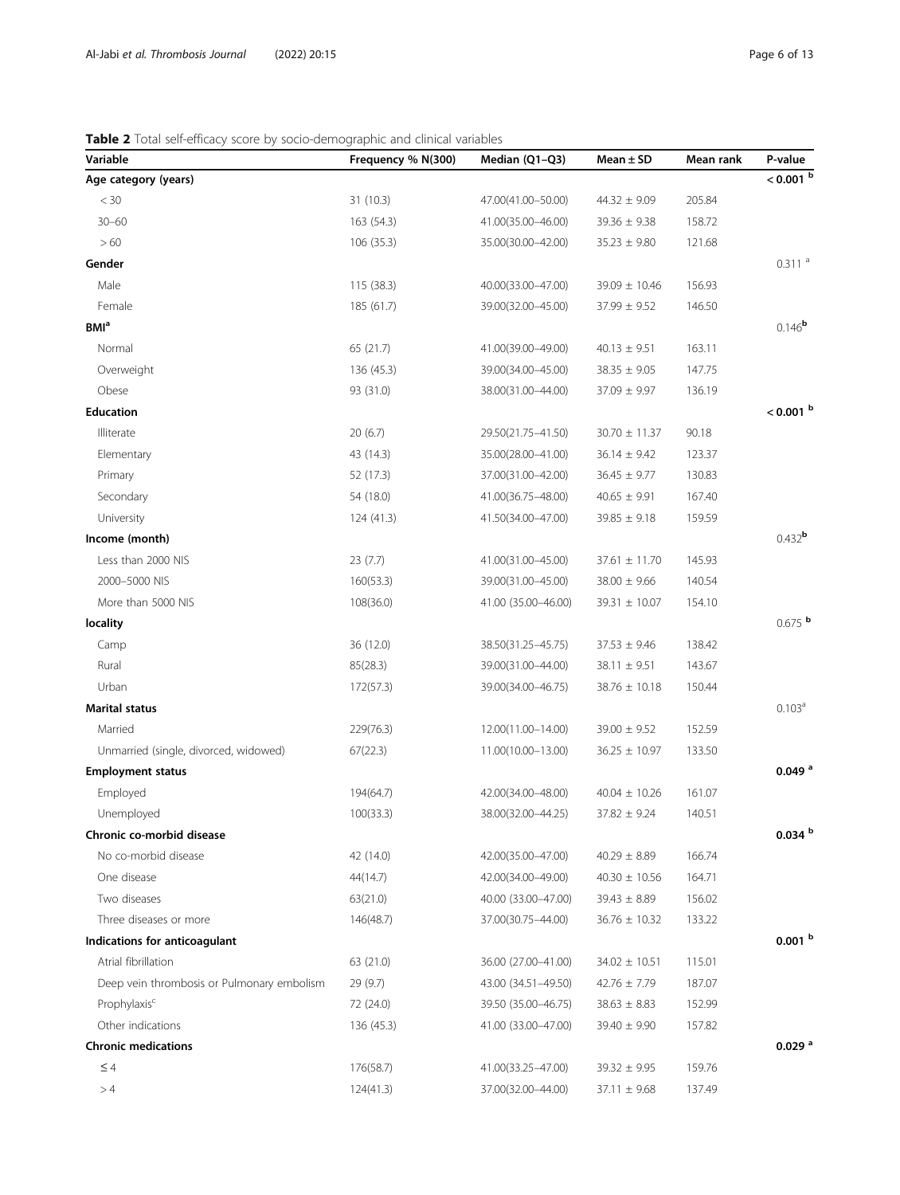**Table 2** Total self-efficacy score by socio-demographic and clinical variables

| Variable | Frequency % N(300) | Median (Q1–Q3) | Mean ± SD | Mean rank | P-value |
|---|---|---|---|---|---|
| **Age category (years)** | | | | | **< 0.001** [b] |
| < 30 | 31 (10.3) | 47.00(41.00–50.00) | 44.32 ± 9.09 | 205.84 | |
| 30–60 | 163 (54.3) | 41.00(35.00–46.00) | 39.36 ± 9.38 | 158.72 | |
| > 60 | 106 (35.3) | 35.00(30.00–42.00) | 35.23 ± 9.80 | 121.68 | |
| **Gender** | | | | | 0.311 [a] |
| Male | 115 (38.3) | 40.00(33.00–47.00) | 39.09 ± 10.46 | 156.93 | |
| Female | 185 (61.7) | 39.00(32.00–45.00) | 37.99 ± 9.52 | 146.50 | |
| **BMI**[a] | | | | | 0.146[b] |
| Normal | 65 (21.7) | 41.00(39.00–49.00) | 40.13 ± 9.51 | 163.11 | |
| Overweight | 136 (45.3) | 39.00(34.00–45.00) | 38.35 ± 9.05 | 147.75 | |
| Obese | 93 (31.0) | 38.00(31.00–44.00) | 37.09 ± 9.97 | 136.19 | |
| **Education** | | | | | **< 0.001** [b] |
| Illiterate | 20 (6.7) | 29.50(21.75–41.50) | 30.70 ± 11.37 | 90.18 | |
| Elementary | 43 (14.3) | 35.00(28.00–41.00) | 36.14 ± 9.42 | 123.37 | |
| Primary | 52 (17.3) | 37.00(31.00–42.00) | 36.45 ± 9.77 | 130.83 | |
| Secondary | 54 (18.0) | 41.00(36.75–48.00) | 40.65 ± 9.91 | 167.40 | |
| University | 124 (41.3) | 41.50(34.00–47.00) | 39.85 ± 9.18 | 159.59 | |
| **Income (month)** | | | | | 0.432[b] |
| Less than 2000 NIS | 23 (7.7) | 41.00(31.00–45.00) | 37.61 ± 11.70 | 145.93 | |
| 2000–5000 NIS | 160(53.3) | 39.00(31.00–45.00) | 38.00 ± 9.66 | 140.54 | |
| More than 5000 NIS | 108(36.0) | 41.00 (35.00–46.00) | 39.31 ± 10.07 | 154.10 | |
| **locality** | | | | | 0.675 [b] |
| Camp | 36 (12.0) | 38.50(31.25–45.75) | 37.53 ± 9.46 | 138.42 | |
| Rural | 85(28.3) | 39.00(31.00–44.00) | 38.11 ± 9.51 | 143.67 | |
| Urban | 172(57.3) | 39.00(34.00–46.75) | 38.76 ± 10.18 | 150.44 | |
| **Marital status** | | | | | 0.103[a] |
| Married | 229(76.3) | 12.00(11.00–14.00) | 39.00 ± 9.52 | 152.59 | |
| Unmarried (single, divorced, widowed) | 67(22.3) | 11.00(10.00–13.00) | 36.25 ± 10.97 | 133.50 | |
| **Employment status** | | | | | **0.049** [a] |
| Employed | 194(64.7) | 42.00(34.00–48.00) | 40.04 ± 10.26 | 161.07 | |
| Unemployed | 100(33.3) | 38.00(32.00–44.25) | 37.82 ± 9.24 | 140.51 | |
| **Chronic co-morbid disease** | | | | | **0.034** [b] |
| No co-morbid disease | 42 (14.0) | 42.00(35.00–47.00) | 40.29 ± 8.89 | 166.74 | |
| One disease | 44(14.7) | 42.00(34.00–49.00) | 40.30 ± 10.56 | 164.71 | |
| Two diseases | 63(21.0) | 40.00 (33.00–47.00) | 39.43 ± 8.89 | 156.02 | |
| Three diseases or more | 146(48.7) | 37.00(30.75–44.00) | 36.76 ± 10.32 | 133.22 | |
| **Indications for anticoagulant** | | | | | **0.001** [b] |
| Atrial fibrillation | 63 (21.0) | 36.00 (27.00–41.00) | 34.02 ± 10.51 | 115.01 | |
| Deep vein thrombosis or Pulmonary embolism | 29 (9.7) | 43.00 (34.51–49.50) | 42.76 ± 7.79 | 187.07 | |
| Prophylaxis[c] | 72 (24.0) | 39.50 (35.00–46.75) | 38.63 ± 8.83 | 152.99 | |
| Other indications | 136 (45.3) | 41.00 (33.00–47.00) | 39.40 ± 9.90 | 157.82 | |
| **Chronic medications** | | | | | **0.029** [a] |
| ≤ 4 | 176(58.7) | 41.00(33.25–47.00) | 39.32 ± 9.95 | 159.76 | |
| > 4 | 124(41.3) | 37.00(32.00–44.00) | 37.11 ± 9.68 | 137.49 | |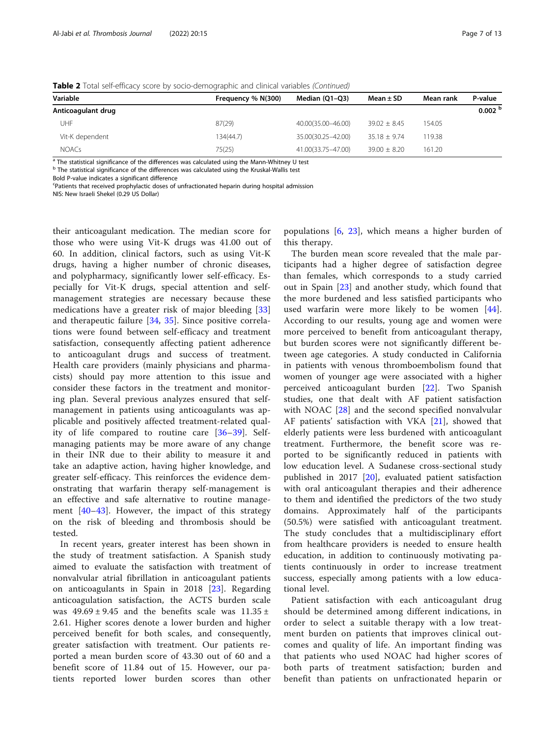**Table 2** Total self-efficacy score by socio-demographic and clinical variables *(Continued)*

| Variable | Frequency % N(300) | Median (Q1–Q3) | Mean ± SD | Mean rank | P-value |
|---|---|---|---|---|---|
| **Anticoagulant drug** | | | | | **0.002** [b] |
| UHF | 87(29) | 40.00(35.00–46.00) | 39.02 ± 8.45 | 154.05 | |
| Vit-K dependent | 134(44.7) | 35.00(30.25–42.00) | 35.18 ± 9.74 | 119.38 | |
| NOACs | 75(25) | 41.00(33.75–47.00) | 39.00 ± 8.20 | 161.20 | |

[a] The statistical significance of the differences was calculated using the Mann-Whitney U test
[b] The statistical significance of the differences was calculated using the Kruskal-Wallis test
Bold P-value indicates a significant difference
[c]Patients that received prophylactic doses of unfractionated heparin during hospital admission
NIS: New Israeli Shekel (0.29 US Dollar)

their anticoagulant medication. The median score for those who were using Vit-K drugs was 41.00 out of 60. In addition, clinical factors, such as using Vit-K drugs, having a higher number of chronic diseases, and polypharmacy, significantly lower self-efficacy. Especially for Vit-K drugs, special attention and self-management strategies are necessary because these medications have a greater risk of major bleeding [33] and therapeutic failure [34, 35]. Since positive correlations were found between self-efficacy and treatment satisfaction, consequently affecting patient adherence to anticoagulant drugs and success of treatment. Health care providers (mainly physicians and pharmacists) should pay more attention to this issue and consider these factors in the treatment and monitoring plan. Several previous analyzes ensured that self-management in patients using anticoagulants was applicable and positively affected treatment-related quality of life compared to routine care [36–39]. Self-managing patients may be more aware of any change in their INR due to their ability to measure it and take an adaptive action, having higher knowledge, and greater self-efficacy. This reinforces the evidence demonstrating that warfarin therapy self-management is an effective and safe alternative to routine management [40–43]. However, the impact of this strategy on the risk of bleeding and thrombosis should be tested.

In recent years, greater interest has been shown in the study of treatment satisfaction. A Spanish study aimed to evaluate the satisfaction with treatment of nonvalvular atrial fibrillation in anticoagulant patients on anticoagulants in Spain in 2018 [23]. Regarding anticoagulation satisfaction, the ACTS burden scale was 49.69 ± 9.45 and the benefits scale was 11.35 ± 2.61. Higher scores denote a lower burden and higher perceived benefit for both scales, and consequently, greater satisfaction with treatment. Our patients reported a mean burden score of 43.30 out of 60 and a benefit score of 11.84 out of 15. However, our patients reported lower burden scores than other populations [6, 23], which means a higher burden of this therapy.

The burden mean score revealed that the male participants had a higher degree of satisfaction degree than females, which corresponds to a study carried out in Spain [23] and another study, which found that the more burdened and less satisfied participants who used warfarin were more likely to be women [44]. According to our results, young age and women were more perceived to benefit from anticoagulant therapy, but burden scores were not significantly different between age categories. A study conducted in California in patients with venous thromboembolism found that women of younger age were associated with a higher perceived anticoagulant burden [22]. Two Spanish studies, one that dealt with AF patient satisfaction with NOAC [28] and the second specified nonvalvular AF patients' satisfaction with VKA [21], showed that elderly patients were less burdened with anticoagulant treatment. Furthermore, the benefit score was reported to be significantly reduced in patients with low education level. A Sudanese cross-sectional study published in 2017 [20], evaluated patient satisfaction with oral anticoagulant therapies and their adherence to them and identified the predictors of the two study domains. Approximately half of the participants (50.5%) were satisfied with anticoagulant treatment. The study concludes that a multidisciplinary effort from healthcare providers is needed to ensure health education, in addition to continuously motivating patients continuously in order to increase treatment success, especially among patients with a low educational level.

Patient satisfaction with each anticoagulant drug should be determined among different indications, in order to select a suitable therapy with a low treatment burden on patients that improves clinical outcomes and quality of life. An important finding was that patients who used NOAC had higher scores of both parts of treatment satisfaction; burden and benefit than patients on unfractionated heparin or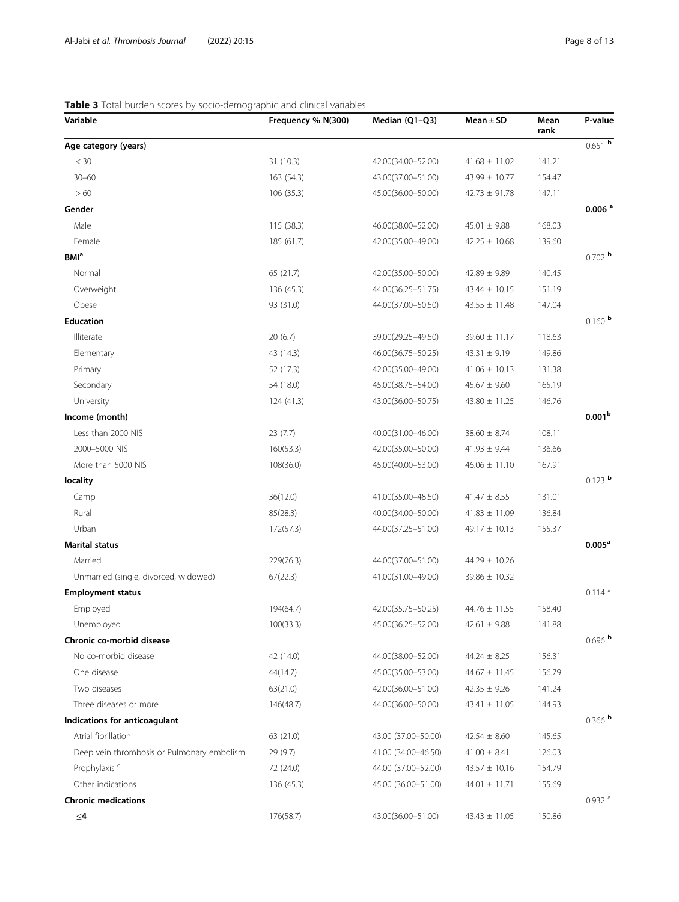**Table 3** Total burden scores by socio-demographic and clinical variables

| Variable | Frequency % N(300) | Median (Q1–Q3) | Mean ± SD | Mean rank | P-value |
|---|---|---|---|---|---|
| **Age category (years)** | | | | | 0.651 [b] |
| < 30 | 31 (10.3) | 42.00(34.00–52.00) | 41.68 ± 11.02 | 141.21 | |
| 30–60 | 163 (54.3) | 43.00(37.00–51.00) | 43.99 ± 10.77 | 154.47 | |
| > 60 | 106 (35.3) | 45.00(36.00–50.00) | 42.73 ± 91.78 | 147.11 | |
| **Gender** | | | | | **0.006** [a] |
| Male | 115 (38.3) | 46.00(38.00–52.00) | 45.01 ± 9.88 | 168.03 | |
| Female | 185 (61.7) | 42.00(35.00–49.00) | 42.25 ± 10.68 | 139.60 | |
| **BMI**[a] | | | | | 0.702 [b] |
| Normal | 65 (21.7) | 42.00(35.00–50.00) | 42.89 ± 9.89 | 140.45 | |
| Overweight | 136 (45.3) | 44.00(36.25–51.75) | 43.44 ± 10.15 | 151.19 | |
| Obese | 93 (31.0) | 44.00(37.00–50.50) | 43.55 ± 11.48 | 147.04 | |
| **Education** | | | | | 0.160 [b] |
| Illiterate | 20 (6.7) | 39.00(29.25–49.50) | 39.60 ± 11.17 | 118.63 | |
| Elementary | 43 (14.3) | 46.00(36.75–50.25) | 43.31 ± 9.19 | 149.86 | |
| Primary | 52 (17.3) | 42.00(35.00–49.00) | 41.06 ± 10.13 | 131.38 | |
| Secondary | 54 (18.0) | 45.00(38.75–54.00) | 45.67 ± 9.60 | 165.19 | |
| University | 124 (41.3) | 43.00(36.00–50.75) | 43.80 ± 11.25 | 146.76 | |
| **Income (month)** | | | | | **0.001**[b] |
| Less than 2000 NIS | 23 (7.7) | 40.00(31.00–46.00) | 38.60 ± 8.74 | 108.11 | |
| 2000–5000 NIS | 160(53.3) | 42.00(35.00–50.00) | 41.93 ± 9.44 | 136.66 | |
| More than 5000 NIS | 108(36.0) | 45.00(40.00–53.00) | 46.06 ± 11.10 | 167.91 | |
| **locality** | | | | | 0.123 [b] |
| Camp | 36(12.0) | 41.00(35.00–48.50) | 41.47 ± 8.55 | 131.01 | |
| Rural | 85(28.3) | 40.00(34.00–50.00) | 41.83 ± 11.09 | 136.84 | |
| Urban | 172(57.3) | 44.00(37.25–51.00) | 49.17 ± 10.13 | 155.37 | |
| **Marital status** | | | | | **0.005**[a] |
| Married | 229(76.3) | 44.00(37.00–51.00) | 44.29 ± 10.26 | | |
| Unmarried (single, divorced, widowed) | 67(22.3) | 41.00(31.00–49.00) | 39.86 ± 10.32 | | |
| **Employment status** | | | | | 0.114 [a] |
| Employed | 194(64.7) | 42.00(35.75–50.25) | 44.76 ± 11.55 | 158.40 | |
| Unemployed | 100(33.3) | 45.00(36.25–52.00) | 42.61 ± 9.88 | 141.88 | |
| **Chronic co-morbid disease** | | | | | 0.696 [b] |
| No co-morbid disease | 42 (14.0) | 44.00(38.00–52.00) | 44.24 ± 8.25 | 156.31 | |
| One disease | 44(14.7) | 45.00(35.00–53.00) | 44.67 ± 11.45 | 156.79 | |
| Two diseases | 63(21.0) | 42.00(36.00–51.00) | 42.35 ± 9.26 | 141.24 | |
| Three diseases or more | 146(48.7) | 44.00(36.00–50.00) | 43.41 ± 11.05 | 144.93 | |
| **Indications for anticoagulant** | | | | | 0.366 [b] |
| Atrial fibrillation | 63 (21.0) | 43.00 (37.00–50.00) | 42.54 ± 8.60 | 145.65 | |
| Deep vein thrombosis or Pulmonary embolism | 29 (9.7) | 41.00 (34.00–46.50) | 41.00 ± 8.41 | 126.03 | |
| Prophylaxis [c] | 72 (24.0) | 44.00 (37.00–52.00) | 43.57 ± 10.16 | 154.79 | |
| Other indications | 136 (45.3) | 45.00 (36.00–51.00) | 44.01 ± 11.71 | 155.69 | |
| **Chronic medications** | | | | | 0.932 [a] |
| **≤4** | 176(58.7) | 43.00(36.00–51.00) | 43.43 ± 11.05 | 150.86 | |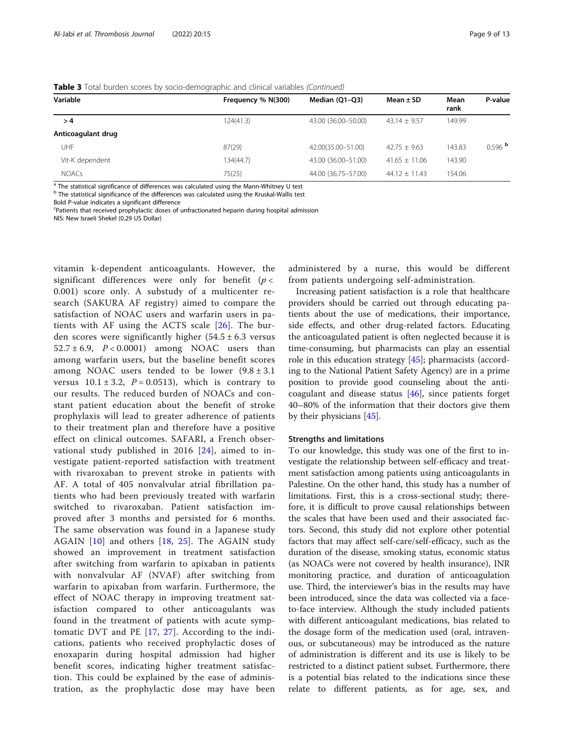**Table 3** Total burden scores by socio-demographic and clinical variables *(Continued)*

| Variable | Frequency % N(300) | Median (Q1–Q3) | Mean ± SD | Mean rank | P-value |
|---|---|---|---|---|---|
| > 4 | 124(41.3) | 43.00 (36.00–50.00) | 43.14 ± 9.57 | 149.99 | |
| **Anticoagulant drug** | | | | | |
| UHF | 87(29) | 42.00(35.00–51.00) | 42.75 ± 9.63 | 143.83 | 0.596 [b] |
| Vit-K dependent | 134(44.7) | 43.00 (36.00–51.00) | 41.65 ± 11.06 | 143.90 | |
| NOACs | 75(25) | 44.00 (36.75–57.00) | 44.12 ± 11.43 | 154.06 | |

[a] The statistical significance of differences was calculated using the Mann-Whitney U test
[b] The statistical significance of the differences was calculated using the Kruskal-Wallis test
Bold P-value indicates a significant difference
[c]Patients that received prophylactic doses of unfractionated heparin during hospital admission
NIS: New Israeli Shekel (0.29 US Dollar)

vitamin k-dependent anticoagulants. However, the significant differences were only for benefit ($p < 0.001$) score only. A substudy of a multicenter research (SAKURA AF registry) aimed to compare the satisfaction of NOAC users and warfarin users in patients with AF using the ACTS scale [26]. The burden scores were significantly higher ($54.5 \pm 6.3$ versus $52.7 \pm 6.9$, $P < 0.0001$) among NOAC users than among warfarin users, but the baseline benefit scores among NOAC users tended to be lower ($9.8 \pm 3.1$ versus $10.1 \pm 3.2$, $P = 0.0513$), which is contrary to our results. The reduced burden of NOACs and constant patient education about the benefit of stroke prophylaxis will lead to greater adherence of patients to their treatment plan and therefore have a positive effect on clinical outcomes. SAFARI, a French observational study published in 2016 [24], aimed to investigate patient-reported satisfaction with treatment with rivaroxaban to prevent stroke in patients with AF. A total of 405 nonvalvular atrial fibrillation patients who had been previously treated with warfarin switched to rivaroxaban. Patient satisfaction improved after 3 months and persisted for 6 months. The same observation was found in a Japanese study AGAIN [10] and others [18, 25]. The AGAIN study showed an improvement in treatment satisfaction after switching from warfarin to apixaban in patients with nonvalvular AF (NVAF) after switching from warfarin to apixaban from warfarin. Furthermore, the effect of NOAC therapy in improving treatment satisfaction compared to other anticoagulants was found in the treatment of patients with acute symptomatic DVT and PE [17, 27]. According to the indications, patients who received prophylactic doses of enoxaparin during hospital admission had higher benefit scores, indicating higher treatment satisfaction. This could be explained by the ease of administration, as the prophylactic dose may have been administered by a nurse, this would be different from patients undergoing self-administration.

Increasing patient satisfaction is a role that healthcare providers should be carried out through educating patients about the use of medications, their importance, side effects, and other drug-related factors. Educating the anticoagulated patient is often neglected because it is time-consuming, but pharmacists can play an essential role in this education strategy [45]; pharmacists (according to the National Patient Safety Agency) are in a prime position to provide good counseling about the anticoagulant and disease status [46], since patients forget 40–80% of the information that their doctors give them by their physicians [45].

### Strengths and limitations

To our knowledge, this study was one of the first to investigate the relationship between self-efficacy and treatment satisfaction among patients using anticoagulants in Palestine. On the other hand, this study has a number of limitations. First, this is a cross-sectional study; therefore, it is difficult to prove causal relationships between the scales that have been used and their associated factors. Second, this study did not explore other potential factors that may affect self-care/self-efficacy, such as the duration of the disease, smoking status, economic status (as NOACs were not covered by health insurance), INR monitoring practice, and duration of anticoagulation use. Third, the interviewer's bias in the results may have been introduced, since the data was collected via a face-to-face interview. Although the study included patients with different anticoagulant medications, bias related to the dosage form of the medication used (oral, intravenous, or subcutaneous) may be introduced as the nature of administration is different and its use is likely to be restricted to a distinct patient subset. Furthermore, there is a potential bias related to the indications since these relate to different patients, as for age, sex, and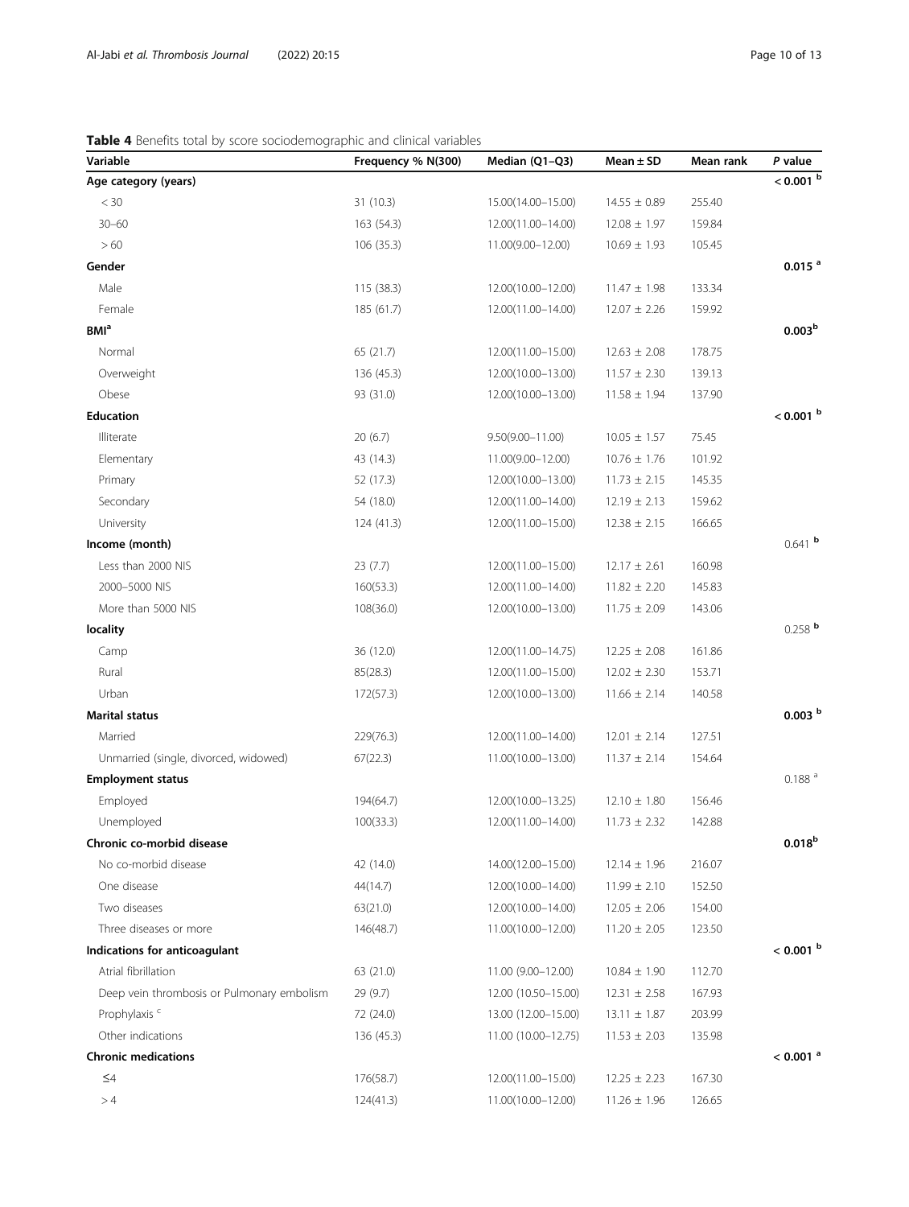**Table 4** Benefits total by score sociodemographic and clinical variables

| Variable | Frequency % N(300) | Median (Q1–Q3) | Mean ± SD | Mean rank | *P* value |
|---|---|---|---|---|---|
| **Age category (years)** | | | | | **< 0.001 [b]** |
| < 30 | 31 (10.3) | 15.00(14.00–15.00) | 14.55 ± 0.89 | 255.40 | |
| 30–60 | 163 (54.3) | 12.00(11.00–14.00) | 12.08 ± 1.97 | 159.84 | |
| > 60 | 106 (35.3) | 11.00(9.00–12.00) | 10.69 ± 1.93 | 105.45 | |
| **Gender** | | | | | **0.015 [a]** |
| Male | 115 (38.3) | 12.00(10.00–12.00) | 11.47 ± 1.98 | 133.34 | |
| Female | 185 (61.7) | 12.00(11.00–14.00) | 12.07 ± 2.26 | 159.92 | |
| **BMI[a]** | | | | | **0.003[b]** |
| Normal | 65 (21.7) | 12.00(11.00–15.00) | 12.63 ± 2.08 | 178.75 | |
| Overweight | 136 (45.3) | 12.00(10.00–13.00) | 11.57 ± 2.30 | 139.13 | |
| Obese | 93 (31.0) | 12.00(10.00–13.00) | 11.58 ± 1.94 | 137.90 | |
| **Education** | | | | | **< 0.001 [b]** |
| Illiterate | 20 (6.7) | 9.50(9.00–11.00) | 10.05 ± 1.57 | 75.45 | |
| Elementary | 43 (14.3) | 11.00(9.00–12.00) | 10.76 ± 1.76 | 101.92 | |
| Primary | 52 (17.3) | 12.00(10.00–13.00) | 11.73 ± 2.15 | 145.35 | |
| Secondary | 54 (18.0) | 12.00(11.00–14.00) | 12.19 ± 2.13 | 159.62 | |
| University | 124 (41.3) | 12.00(11.00–15.00) | 12.38 ± 2.15 | 166.65 | |
| **Income (month)** | | | | | 0.641 [b] |
| Less than 2000 NIS | 23 (7.7) | 12.00(11.00–15.00) | 12.17 ± 2.61 | 160.98 | |
| 2000–5000 NIS | 160(53.3) | 12.00(11.00–14.00) | 11.82 ± 2.20 | 145.83 | |
| More than 5000 NIS | 108(36.0) | 12.00(10.00–13.00) | 11.75 ± 2.09 | 143.06 | |
| **locality** | | | | | 0.258 [b] |
| Camp | 36 (12.0) | 12.00(11.00–14.75) | 12.25 ± 2.08 | 161.86 | |
| Rural | 85(28.3) | 12.00(11.00–15.00) | 12.02 ± 2.30 | 153.71 | |
| Urban | 172(57.3) | 12.00(10.00–13.00) | 11.66 ± 2.14 | 140.58 | |
| **Marital status** | | | | | **0.003 [b]** |
| Married | 229(76.3) | 12.00(11.00–14.00) | 12.01 ± 2.14 | 127.51 | |
| Unmarried (single, divorced, widowed) | 67(22.3) | 11.00(10.00–13.00) | 11.37 ± 2.14 | 154.64 | |
| **Employment status** | | | | | 0.188 [a] |
| Employed | 194(64.7) | 12.00(10.00–13.25) | 12.10 ± 1.80 | 156.46 | |
| Unemployed | 100(33.3) | 12.00(11.00–14.00) | 11.73 ± 2.32 | 142.88 | |
| **Chronic co-morbid disease** | | | | | **0.018[b]** |
| No co-morbid disease | 42 (14.0) | 14.00(12.00–15.00) | 12.14 ± 1.96 | 216.07 | |
| One disease | 44(14.7) | 12.00(10.00–14.00) | 11.99 ± 2.10 | 152.50 | |
| Two diseases | 63(21.0) | 12.00(10.00–14.00) | 12.05 ± 2.06 | 154.00 | |
| Three diseases or more | 146(48.7) | 11.00(10.00–12.00) | 11.20 ± 2.05 | 123.50 | |
| **Indications for anticoagulant** | | | | | **< 0.001 [b]** |
| Atrial fibrillation | 63 (21.0) | 11.00 (9.00–12.00) | 10.84 ± 1.90 | 112.70 | |
| Deep vein thrombosis or Pulmonary embolism | 29 (9.7) | 12.00 (10.50–15.00) | 12.31 ± 2.58 | 167.93 | |
| Prophylaxis [c] | 72 (24.0) | 13.00 (12.00–15.00) | 13.11 ± 1.87 | 203.99 | |
| Other indications | 136 (45.3) | 11.00 (10.00–12.75) | 11.53 ± 2.03 | 135.98 | |
| **Chronic medications** | | | | | **< 0.001 [a]** |
| ≤4 | 176(58.7) | 12.00(11.00–15.00) | 12.25 ± 2.23 | 167.30 | |
| > 4 | 124(41.3) | 11.00(10.00–12.00) | 11.26 ± 1.96 | 126.65 | |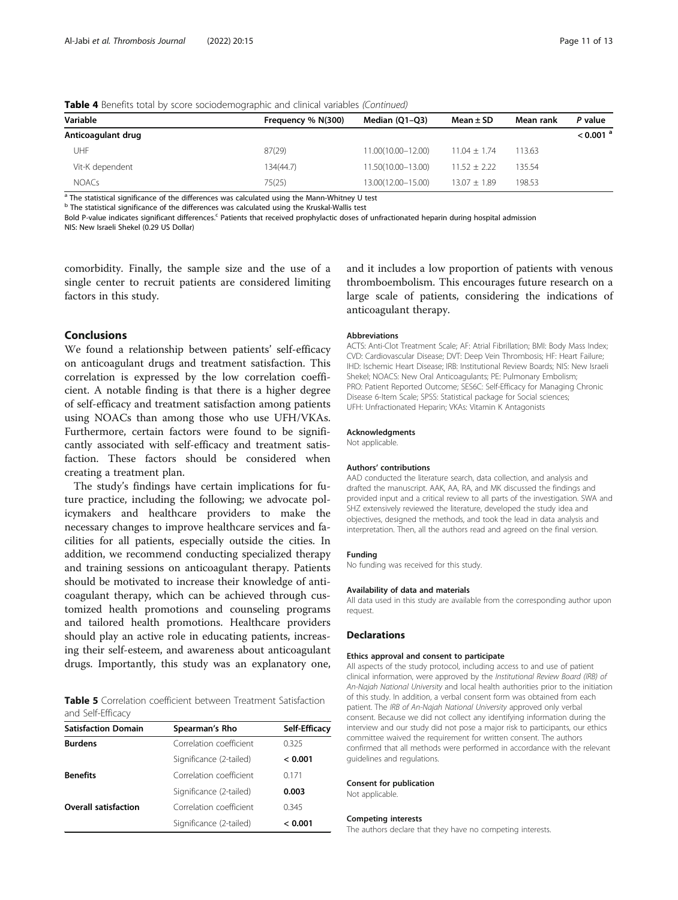**Table 4** Benefits total by score sociodemographic and clinical variables *(Continued)*

| Variable | Frequency % N(300) | Median (Q1–Q3) | Mean ± SD | Mean rank | P value |
|---|---|---|---|---|---|
| **Anticoagulant drug** | | | | | **< 0.001** [a] |
| UHF | 87(29) | 11.00(10.00–12.00) | 11.04 ± 1.74 | 113.63 | |
| Vit-K dependent | 134(44.7) | 11.50(10.00–13.00) | 11.52 ± 2.22 | 135.54 | |
| NOACs | 75(25) | 13.00(12.00–15.00) | 13.07 ± 1.89 | 198.53 | |

[a] The statistical significance of the differences was calculated using the Mann-Whitney U test
[b] The statistical significance of the differences was calculated using the Kruskal-Wallis test
Bold P-value indicates significant differences.[c] Patients that received prophylactic doses of unfractionated heparin during hospital admission
NIS: New Israeli Shekel (0.29 US Dollar)

comorbidity. Finally, the sample size and the use of a single center to recruit patients are considered limiting factors in this study.

## Conclusions

We found a relationship between patients' self-efficacy on anticoagulant drugs and treatment satisfaction. This correlation is expressed by the low correlation coefficient. A notable finding is that there is a higher degree of self-efficacy and treatment satisfaction among patients using NOACs than among those who use UFH/VKAs. Furthermore, certain factors were found to be significantly associated with self-efficacy and treatment satisfaction. These factors should be considered when creating a treatment plan.

The study's findings have certain implications for future practice, including the following; we advocate policymakers and healthcare providers to make the necessary changes to improve healthcare services and facilities for all patients, especially outside the cities. In addition, we recommend conducting specialized therapy and training sessions on anticoagulant therapy. Patients should be motivated to increase their knowledge of anticoagulant therapy, which can be achieved through customized health promotions and counseling programs and tailored health promotions. Healthcare providers should play an active role in educating patients, increasing their self-esteem, and awareness about anticoagulant drugs. Importantly, this study was an explanatory one, and it includes a low proportion of patients with venous thromboembolism. This encourages future research on a large scale of patients, considering the indications of anticoagulant therapy.

**Table 5** Correlation coefficient between Treatment Satisfaction and Self-Efficacy

| Satisfaction Domain | Spearman's Rho | Self-Efficacy |
|---|---|---|
| **Burdens** | Correlation coefficient | 0.325 |
| | Significance (2-tailed) | **< 0.001** |
| **Benefits** | Correlation coefficient | 0.171 |
| | Significance (2-tailed) | **0.003** |
| **Overall satisfaction** | Correlation coefficient | 0.345 |
| | Significance (2-tailed) | **< 0.001** |

#### Abbreviations

ACTS: Anti-Clot Treatment Scale; AF: Atrial Fibrillation; BMI: Body Mass Index; CVD: Cardiovascular Disease; DVT: Deep Vein Thrombosis; HF: Heart Failure; IHD: Ischemic Heart Disease; IRB: Institutional Review Boards; NIS: New Israeli Shekel; NOACS: New Oral Anticoagulants; PE: Pulmonary Embolism; PRO: Patient Reported Outcome; SES6C: Self-Efficacy for Managing Chronic Disease 6-Item Scale; SPSS: Statistical package for Social sciences; UFH: Unfractionated Heparin; VKAs: Vitamin K Antagonists

#### Acknowledgments

Not applicable.

#### Authors' contributions

AAD conducted the literature search, data collection, and analysis and drafted the manuscript. AAK, AA, RA, and MK discussed the findings and provided input and a critical review to all parts of the investigation. SWA and SHZ extensively reviewed the literature, developed the study idea and objectives, designed the methods, and took the lead in data analysis and interpretation. Then, all the authors read and agreed on the final version.

#### Funding

No funding was received for this study.

#### Availability of data and materials

All data used in this study are available from the corresponding author upon request.

## Declarations

#### Ethics approval and consent to participate

All aspects of the study protocol, including access to and use of patient clinical information, were approved by the *Institutional Review Board (IRB) of An-Najah National University* and local health authorities prior to the initiation of this study. In addition, a verbal consent form was obtained from each patient. The *IRB of An-Najah National University* approved only verbal consent. Because we did not collect any identifying information during the interview and our study did not pose a major risk to participants, our ethics committee waived the requirement for written consent. The authors confirmed that all methods were performed in accordance with the relevant guidelines and regulations.

#### Consent for publication

Not applicable.

#### Competing interests

The authors declare that they have no competing interests.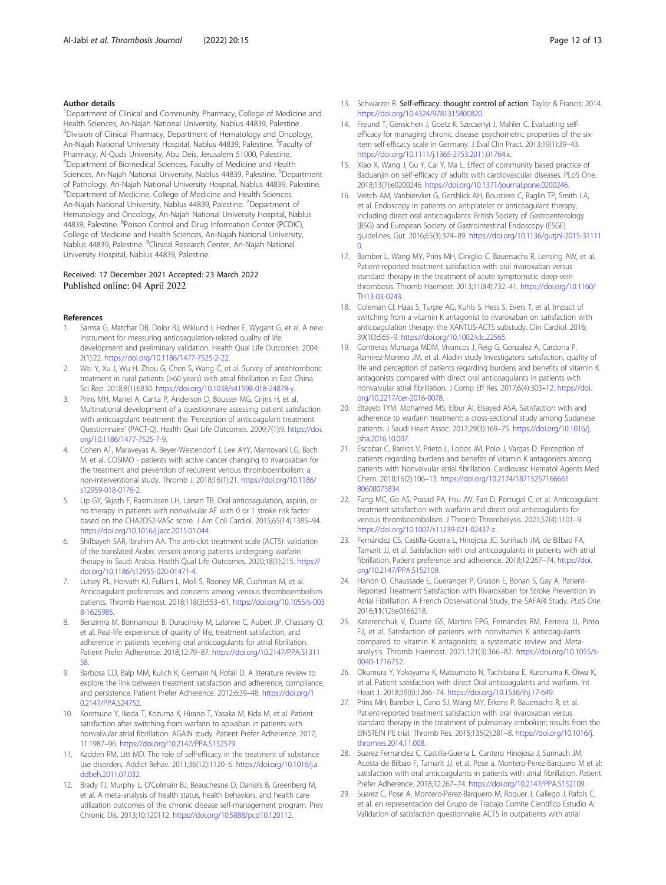## Author details

[1]Department of Clinical and Community Pharmacy, College of Medicine and Health Sciences, An-Najah National University, Nablus 44839, Palestine. [2]Division of Clinical Pharmacy, Department of Hematology and Oncology, An-Najah National University Hospital, Nablus 44839, Palestine. [3]Faculty of Pharmacy, Al-Quds University, Abu Deis, Jerusalem 51000, Palestine. [4]Department of Biomedical Sciences, Faculty of Medicine and Health Sciences, An-Najah National University, Nablus 44839, Palestine. [5]Department of Pathology, An-Najah National University Hospital, Nablus 44839, Palestine. [6]Department of Medicine, College of Medicine and Health Sciences, An-Najah National University, Nablus 44839, Palestine. [7]Department of Hematology and Oncology, An-Najah National University Hospital, Nablus 44839, Palestine. [8]Poison Control and Drug Information Center (PCDIC), College of Medicine and Health Sciences, An-Najah National University, Nablus 44839, Palestine. [9]Clinical Research Center, An-Najah National University Hospital, Nablus 44839, Palestine.

Received: 17 December 2021 Accepted: 23 March 2022
Published online: 04 April 2022

## References

1. Samsa G, Matchar DB, Dolor RJ, Wiklund I, Hedner E, Wygant G, et al. A new instrument for measuring anticoagulation-related quality of life: development and preliminary validation. Health Qual Life Outcomes. 2004; 2(1):22. https://doi.org/10.1186/1477-7525-2-22.
2. Wei Y, Xu J, Wu H, Zhou G, Chen S, Wang C, et al. Survey of antithrombotic treatment in rural patients (>60 years) with atrial fibrillation in East China. Sci Rep. 2018;8(1):6830. https://doi.org/10.1038/s41598-018-24878-y.
3. Prins MH, Marrel A, Carita P, Anderson D, Bousser MG, Crijns H, et al. Multinational development of a questionnaire assessing patient satisfaction with anticoagulant treatment: the 'Perception of anticoagulant treatment Questionnaire' (PACT-Q). Health Qual Life Outcomes. 2009;7(1):9. https://doi.org/10.1186/1477-7525-7-9.
4. Cohen AT, Maraveyas A, Beyer-Westendorf J, Lee AYY, Mantovani LG, Bach M, et al. COSIMO - patients with active cancer changing to rivaroxaban for the treatment and prevention of recurrent venous thromboembolism: a non-interventional study. Thromb J. 2018;16(1):21. https://doi.org/10.1186/s12959-018-0176-2.
5. Lip GY, Skjoth F, Rasmussen LH, Larsen TB. Oral anticoagulation, aspirin, or no therapy in patients with nonvalvular AF with 0 or 1 stroke risk factor based on the CHA2DS2-VASc score. J Am Coll Cardiol. 2015;65(14):1385–94. https://doi.org/10.1016/j.jacc.2015.01.044.
6. Shilbayeh SAR, Ibrahim AA. The anti-clot treatment scale (ACTS): validation of the translated Arabic version among patients undergoing warfarin therapy in Saudi Arabia. Health Qual Life Outcomes. 2020;18(1):215. https://doi.org/10.1186/s12955-020-01471-4.
7. Lutsey PL, Horvath KJ, Fullam L, Moll S, Rooney MR, Cushman M, et al. Anticoagulant preferences and concerns among venous thromboembolism patients. Thromb Haemost. 2018;118(3):553–61. https://doi.org/10.1055/s-0038-1625985.
8. Benzimra M, Bonnamour B, Duracinsky M, Lalanne C, Aubert JP, Chassany O, et al. Real-life experience of quality of life, treatment satisfaction, and adherence in patients receiving oral anticoagulants for atrial fibrillation. Patient Prefer Adherence. 2018;12:79–87. https://doi.org/10.2147/PPA.S131158.
9. Barbosa CD, Balp MM, Kulich K, Germain N, Rofail D. A literature review to explore the link between treatment satisfaction and adherence, compliance, and persistence. Patient Prefer Adherence. 2012;6:39–48. https://doi.org/10.2147/PPA.S24752.
10. Koretsune Y, Ikeda T, Kozuma K, Hirano T, Yasaka M, Kida M, et al. Patient satisfaction after switching from warfarin to apixaban in patients with nonvalvular atrial fibrillation: AGAIN study. Patient Prefer Adherence. 2017; 11:1987–96. https://doi.org/10.2147/PPA.S152579.
11. Kadden RM, Litt MD. The role of self-efficacy in the treatment of substance use disorders. Addict Behav. 2011;36(12):1120–6. https://doi.org/10.1016/j.addbeh.2011.07.032.
12. Brady TJ, Murphy L, O'Colmain BJ, Beauchesne D, Daniels B, Greenberg M, et al. A meta-analysis of health status, health behaviors, and health care utilization outcomes of the chronic disease self-management program. Prev Chronic Dis. 2013;10:120112. https://doi.org/10.5888/pcd10.120112.
13. Schwarzer R. **Self-efficacy: thought control of action**: Taylor & Francis; 2014. https://doi.org/10.4324/9781315800820.
14. Freund T, Gensichen J, Goetz K, Szecsenyi J, Mahler C. Evaluating self-efficacy for managing chronic disease: psychometric properties of the six-item self-efficacy scale in Germany. J Eval Clin Pract. 2013;19(1):39–43. https://doi.org/10.1111/j.1365-2753.2011.01764.x.
15. Xiao X, Wang J, Gu Y, Cai Y, Ma L. Effect of community based practice of Baduanjin on self-efficacy of adults with cardiovascular diseases. PLoS One. 2018;13(7):e0200246. https://doi.org/10.1371/journal.pone.0200246.
16. Veitch AM, Vanbiervliet G, Gershlick AH, Boustiere C, Baglin TP, Smith LA, et al. Endoscopy in patients on antiplatelet or anticoagulant therapy, including direct oral anticoagulants: British Society of Gastroenterology (BSG) and European Society of Gastrointestinal Endoscopy (ESGE) guidelines. Gut. 2016;65(3):374–89. https://doi.org/10.1136/gutjnl-2015-311110.
17. Bamber L, Wang MY, Prins MH, Ciniglio C, Bauersachs R, Lensing AW, et al. Patient-reported treatment satisfaction with oral rivaroxaban versus standard therapy in the treatment of acute symptomatic deep-vein thrombosis. Thromb Haemost. 2013;110(4):732–41. https://doi.org/10.1160/TH13-03-0243.
18. Coleman CI, Haas S, Turpie AG, Kuhls S, Hess S, Evers T, et al. Impact of switching from a vitamin K antagonist to rivaroxaban on satisfaction with anticoagulation therapy: the XANTUS-ACTS substudy. Clin Cardiol. 2016; 39(10):565–9. https://doi.org/10.1002/clc.22565.
19. Contreras Muruaga MDM, Vivancos J, Reig G, Gonzalez A, Cardona P, Ramirez-Moreno JM, et al. Aladin study Investigators: satisfaction, quality of life and perception of patients regarding burdens and benefits of vitamin K antagonists compared with direct oral anticoagulants in patients with nonvalvular atrial fibrillation. J Comp Eff Res. 2017;6(4):303–12. https://doi.org/10.2217/cer-2016-0078.
20. Eltayeb TYM, Mohamed MS, Elbur AI, Elsayed ASA. Satisfaction with and adherence to warfarin treatment: a cross-sectional study among Sudanese patients. J Saudi Heart Assoc. 2017;29(3):169–75. https://doi.org/10.1016/j.jsha.2016.10.007.
21. Escobar C, Barrios V, Prieto L, Lobos JM, Polo J, Vargas D. Perception of patients regarding burdens and benefits of vitamin K antagonists among patients with Nonvalvular atrial fibrillation. Cardiovasc Hematol Agents Med Chem. 2018;16(2):106–13. https://doi.org/10.2174/1871525716666180608075834.
22. Fang MC, Go AS, Prasad PA, Hsu JW, Fan D, Portugal C, et al. Anticoagulant treatment satisfaction with warfarin and direct oral anticoagulants for venous thromboembolism. J Thromb Thrombolysis. 2021;52(4):1101–9. https://doi.org/10.1007/s11239-021-02437-z.
23. Fernández CS, Castilla-Guerra L, Hinojosa JC, Suriñach JM, de Bilbao FA, Tamarit JJ, et al. Satisfaction with oral anticoagulants in patients with atrial fibrillation. Patient preference and adherence. 2018;12:267–74. https://doi.org/10.2147/PPA.S152109.
24. Hanon O, Chaussade E, Gueranger P, Gruson E, Bonan S, Gay A. Patient-Reported Treatment Satisfaction with Rivaroxaban for Stroke Prevention in Atrial Fibrillation. A French Observational Study, the SAFARI Study. *PLoS One*. 2016;**11**(12):e0166218.
25. Katerenchuk V, Duarte GS, Martins EPG, Fernandes RM, Ferreira JJ, Pinto FJ, et al. Satisfaction of patients with nonvitamin K anticoagulants compared to vitamin K antagonists: a systematic review and Meta-analysis. Thromb Haemost. 2021;121(3):366–82. https://doi.org/10.1055/s-0040-1716752.
26. Okumura Y, Yokoyama K, Matsumoto N, Tachibana E, Kuronuma K, Oiwa K, et al. Patient satisfaction with direct Oral anticoagulants and warfarin. Int Heart J. 2018;59(6):1266–74. https://doi.org/10.1536/ihj.17-649.
27. Prins MH, Bamber L, Cano SJ, Wang MY, Erkens P, Bauersachs R, et al. Patient-reported treatment satisfaction with oral rivaroxaban versus standard therapy in the treatment of pulmonary embolism; results from the EINSTEIN PE trial. Thromb Res. 2015;135(2):281–8. https://doi.org/10.1016/j.thromres.2014.11.008.
28. Suarez Fernandez C, Castilla-Guerra L, Cantero Hinojosa J, Surinach JM, Acosta de Bilbao F, Tamarit JJ, et al. Pose a, Montero-Perez-Barquero M et al: satisfaction with oral anticoagulants in patients with atrial fibrillation. Patient Prefer Adherence. 2018;12:267–74. https://doi.org/10.2147/PPA.S152109.
29. Suarez C, Pose A, Montero-Perez-Barquero M, Roquer J, Gallego J, Rafols C, et al. en representacion del Grupo de Trabajo Comite Cientifico Estudio A: Validation of satisfaction questionnaire ACTS in outpatients with atrial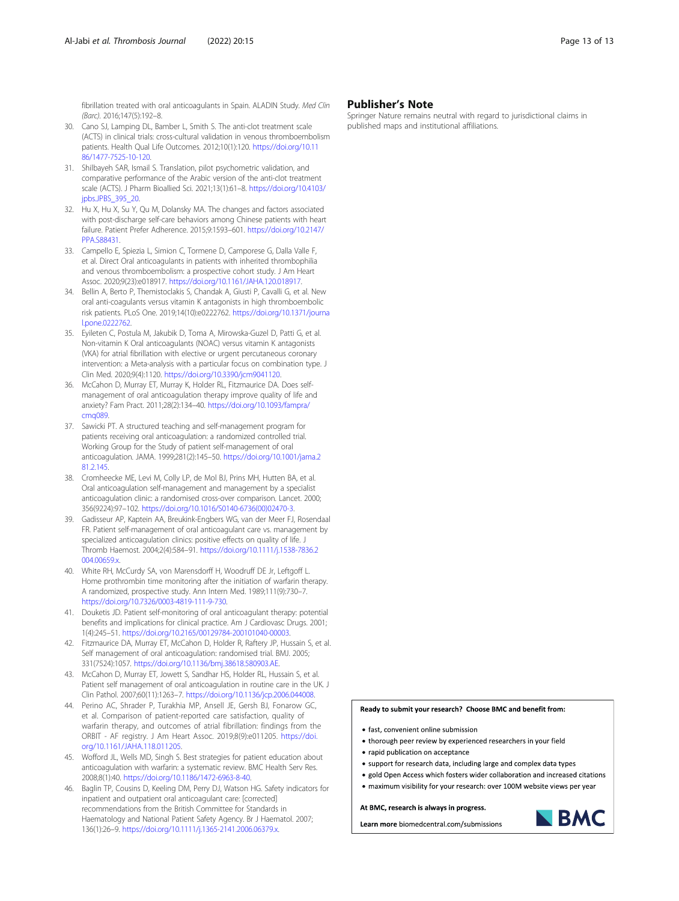fibrillation treated with oral anticoagulants in Spain. ALADIN Study. *Med Clin (Barc)*. 2016;147(5):192–8.

30. Cano SJ, Lamping DL, Bamber L, Smith S. The anti-clot treatment scale (ACTS) in clinical trials: cross-cultural validation in venous thromboembolism patients. Health Qual Life Outcomes. 2012;10(1):120. https://doi.org/10.1186/1477-7525-10-120.
31. Shilbayeh SAR, Ismail S. Translation, pilot psychometric validation, and comparative performance of the Arabic version of the anti-clot treatment scale (ACTS). J Pharm Bioallied Sci. 2021;13(1):61–8. https://doi.org/10.4103/jpbs.JPBS_395_20.
32. Hu X, Hu X, Su Y, Qu M, Dolansky MA. The changes and factors associated with post-discharge self-care behaviors among Chinese patients with heart failure. Patient Prefer Adherence. 2015;9:1593–601. https://doi.org/10.2147/PPA.S88431.
33. Campello E, Spiezia L, Simion C, Tormene D, Camporese G, Dalla Valle F, et al. Direct Oral anticoagulants in patients with inherited thrombophilia and venous thromboembolism: a prospective cohort study. J Am Heart Assoc. 2020;9(23):e018917. https://doi.org/10.1161/JAHA.120.018917.
34. Bellin A, Berto P, Themistoclakis S, Chandak A, Giusti P, Cavalli G, et al. New oral anti-coagulants versus vitamin K antagonists in high thromboembolic risk patients. PLoS One. 2019;14(10):e0222762. https://doi.org/10.1371/journal.pone.0222762.
35. Eyileten C, Postula M, Jakubik D, Toma A, Mirowska-Guzel D, Patti G, et al. Non-vitamin K Oral anticoagulants (NOAC) versus vitamin K antagonists (VKA) for atrial fibrillation with elective or urgent percutaneous coronary intervention: a Meta-analysis with a particular focus on combination type. J Clin Med. 2020;9(4):1120. https://doi.org/10.3390/jcm9041120.
36. McCahon D, Murray ET, Murray K, Holder RL, Fitzmaurice DA. Does self-management of oral anticoagulation therapy improve quality of life and anxiety? Fam Pract. 2011;28(2):134–40. https://doi.org/10.1093/fampra/cmq089.
37. Sawicki PT. A structured teaching and self-management program for patients receiving oral anticoagulation: a randomized controlled trial. Working Group for the Study of patient self-management of oral anticoagulation. JAMA. 1999;281(2):145–50. https://doi.org/10.1001/jama.281.2.145.
38. Cromheecke ME, Levi M, Colly LP, de Mol BJ, Prins MH, Hutten BA, et al. Oral anticoagulation self-management and management by a specialist anticoagulation clinic: a randomised cross-over comparison. Lancet. 2000;356(9224):97–102. https://doi.org/10.1016/S0140-6736(00)02470-3.
39. Gadisseur AP, Kaptein AA, Breukink-Engbers WG, van der Meer FJ, Rosendaal FR. Patient self-management of oral anticoagulant care vs. management by specialized anticoagulation clinics: positive effects on quality of life. J Thromb Haemost. 2004;2(4):584–91. https://doi.org/10.1111/j.1538-7836.2004.00659.x.
40. White RH, McCurdy SA, von Marensdorff H, Woodruff DE Jr, Leftgoff L. Home prothrombin time monitoring after the initiation of warfarin therapy. A randomized, prospective study. Ann Intern Med. 1989;111(9):730–7. https://doi.org/10.7326/0003-4819-111-9-730.
41. Douketis JD. Patient self-monitoring of oral anticoagulant therapy: potential benefits and implications for clinical practice. Am J Cardiovasc Drugs. 2001;1(4):245–51. https://doi.org/10.2165/00129784-200101040-00003.
42. Fitzmaurice DA, Murray ET, McCahon D, Holder R, Raftery JP, Hussain S, et al. Self management of oral anticoagulation: randomised trial. BMJ. 2005;331(7524):1057. https://doi.org/10.1136/bmj.38618.580903.AE.
43. McCahon D, Murray ET, Jowett S, Sandhar HS, Holder RL, Hussain S, et al. Patient self management of oral anticoagulation in routine care in the UK. J Clin Pathol. 2007;60(11):1263–7. https://doi.org/10.1136/jcp.2006.044008.
44. Perino AC, Shrader P, Turakhia MP, Ansell JE, Gersh BJ, Fonarow GC, et al. Comparison of patient-reported care satisfaction, quality of warfarin therapy, and outcomes of atrial fibrillation: findings from the ORBIT - AF registry. J Am Heart Assoc. 2019;8(9):e011205. https://doi.org/10.1161/JAHA.118.011205.
45. Wofford JL, Wells MD, Singh S. Best strategies for patient education about anticoagulation with warfarin: a systematic review. BMC Health Serv Res. 2008;8(1):40. https://doi.org/10.1186/1472-6963-8-40.
46. Baglin TP, Cousins D, Keeling DM, Perry DJ, Watson HG. Safety indicators for inpatient and outpatient oral anticoagulant care: [corrected] recommendations from the British Committee for Standards in Haematology and National Patient Safety Agency. Br J Haematol. 2007;136(1):26–9. https://doi.org/10.1111/j.1365-2141.2006.06379.x.

## Publisher's Note

Springer Nature remains neutral with regard to jurisdictional claims in published maps and institutional affiliations.

**Ready to submit your research? Choose BMC and benefit from:**

- fast, convenient online submission
- thorough peer review by experienced researchers in your field
- rapid publication on acceptance
- support for research data, including large and complex data types
- gold Open Access which fosters wider collaboration and increased citations
- maximum visibility for your research: over 100M website views per year

**At BMC, research is always in progress.**

**Learn more** biomedcentral.com/submissions

BMC